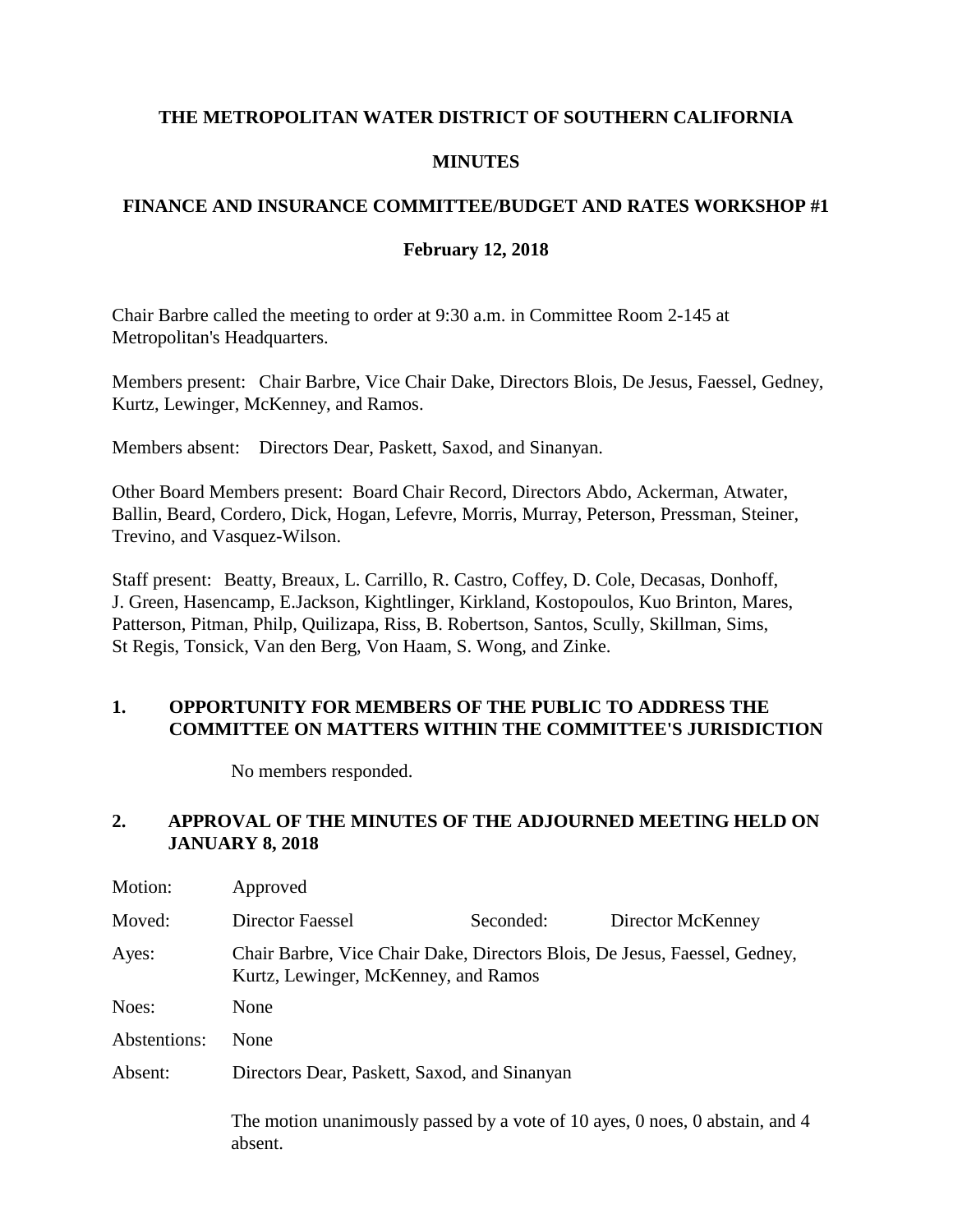# THE METROPOLITAN WATER DISTRICT OF SOUTHERN CALIFORNIA

## MINUTES

## FINANCE AND INSURANCE COMMITTEE/BUDGET AND RATES WORKSHOP #1

**February 12, 2018**

Chair Barbre called the meeting to order at 9:30 a.m. in Committee Room 2-145 at Metropolitan's Headquarters.

Members present: Chair Barbre, Vice Chair Dake, Directors Blois, De Jesus, Faessel, Gedney, Kurtz, Lewinger, McKenney, and Ramos.

Members absent: Directors Dear, Paskett, Saxod, and Sinanyan.

Other Board Members present: Board Chair Record, Directors Abdo, Ackerman, Atwater, Ballin, Beard, Cordero, Dick, Hogan, Lefevre, Morris, Murray, Peterson, Pressman, Steiner, Trevino, and Vasquez-Wilson.

Staff present: Beatty, Breaux, L. Carrillo, R. Castro, Coffey, D. Cole, Decasas, Donhoff, J. Green, Hasencamp, E.Jackson, Kightlinger, Kirkland, Kostopoulos, Kuo Brinton, Mares, Patterson, Pitman, Philp, Quilizapa, Riss, B. Robertson, Santos, Scully, Skillman, Sims, St Regis, Tonsick, Van den Berg, Von Haam, S. Wong, and Zinke.

### 1. OPPORTUNITY FOR MEMBERS OF THE PUBLIC TO ADDRESS THE COMMITTEE ON MATTERS WITHIN THE COMMITTEE'S JURISDICTION

No members responded.

### 2. APPROVAL OF THE MINUTES OF THE ADJOURNED MEETING HELD ON JANUARY 8, 2018

| | | | |
|---|---|---|---|
| Motion: | Approved | | |
| Moved: | Director Faessel | Seconded: | Director McKenney |
| Ayes: | Chair Barbre, Vice Chair Dake, Directors Blois, De Jesus, Faessel, Gedney, Kurtz, Lewinger, McKenney, and Ramos | | |
| Noes: | None | | |
| Abstentions: | None | | |
| Absent: | Directors Dear, Paskett, Saxod, and Sinanyan | | |

The motion unanimously passed by a vote of 10 ayes, 0 noes, 0 abstain, and 4 absent.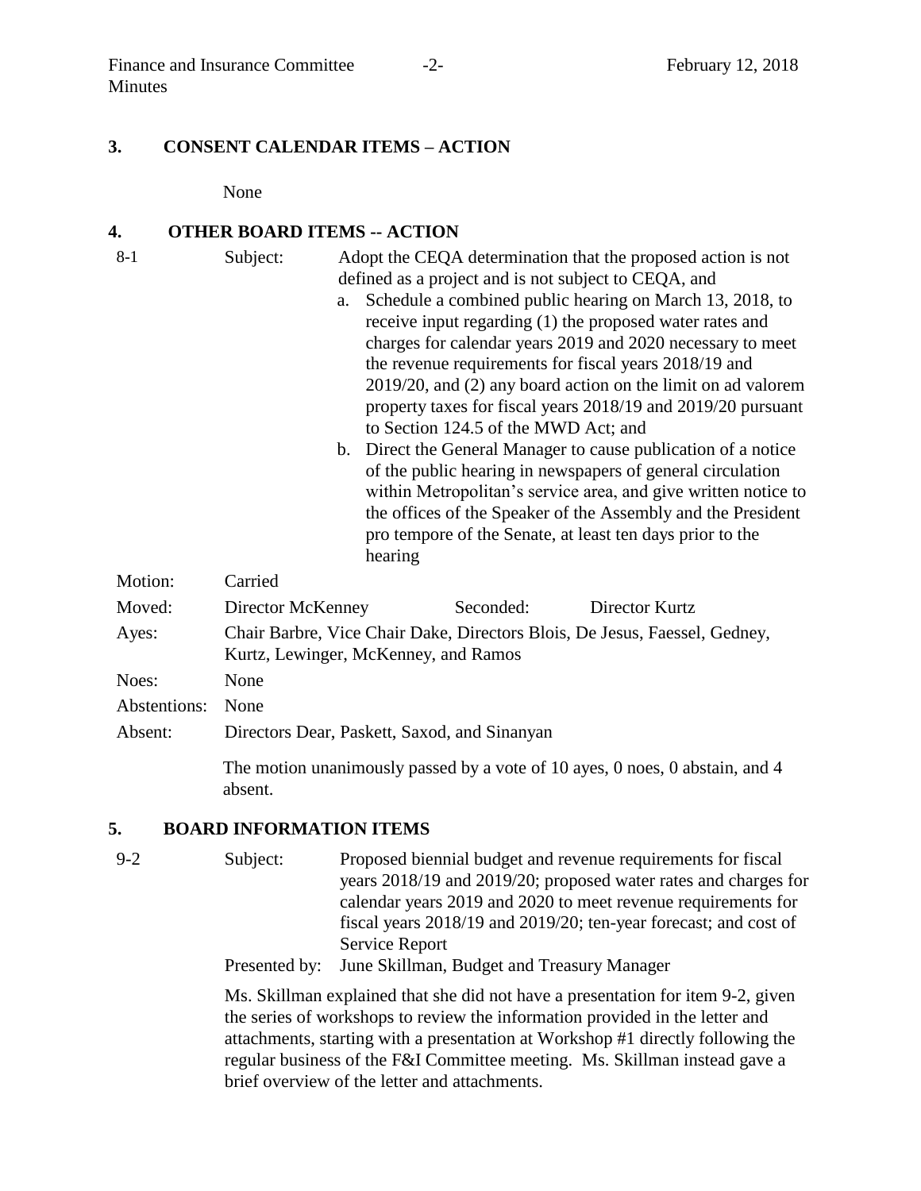## 3. CONSENT CALENDAR ITEMS – ACTION

None

## 4. OTHER BOARD ITEMS -- ACTION

8-1 Subject: Adopt the CEQA determination that the proposed action is not defined as a project and is not subject to CEQA, and

a. Schedule a combined public hearing on March 13, 2018, to receive input regarding (1) the proposed water rates and charges for calendar years 2019 and 2020 necessary to meet the revenue requirements for fiscal years 2018/19 and 2019/20, and (2) any board action on the limit on ad valorem property taxes for fiscal years 2018/19 and 2019/20 pursuant to Section 124.5 of the MWD Act; and

b. Direct the General Manager to cause publication of a notice of the public hearing in newspapers of general circulation within Metropolitan's service area, and give written notice to the offices of the Speaker of the Assembly and the President pro tempore of the Senate, at least ten days prior to the hearing

Motion: Carried

Moved: Director McKenney Seconded: Director Kurtz

Ayes: Chair Barbre, Vice Chair Dake, Directors Blois, De Jesus, Faessel, Gedney, Kurtz, Lewinger, McKenney, and Ramos

Noes: None

Abstentions: None

Absent: Directors Dear, Paskett, Saxod, and Sinanyan

The motion unanimously passed by a vote of 10 ayes, 0 noes, 0 abstain, and 4 absent.

## 5. BOARD INFORMATION ITEMS

9-2 Subject: Proposed biennial budget and revenue requirements for fiscal years 2018/19 and 2019/20; proposed water rates and charges for calendar years 2019 and 2020 to meet revenue requirements for fiscal years 2018/19 and 2019/20; ten-year forecast; and cost of Service Report

Presented by: June Skillman, Budget and Treasury Manager

Ms. Skillman explained that she did not have a presentation for item 9-2, given the series of workshops to review the information provided in the letter and attachments, starting with a presentation at Workshop #1 directly following the regular business of the F&I Committee meeting. Ms. Skillman instead gave a brief overview of the letter and attachments.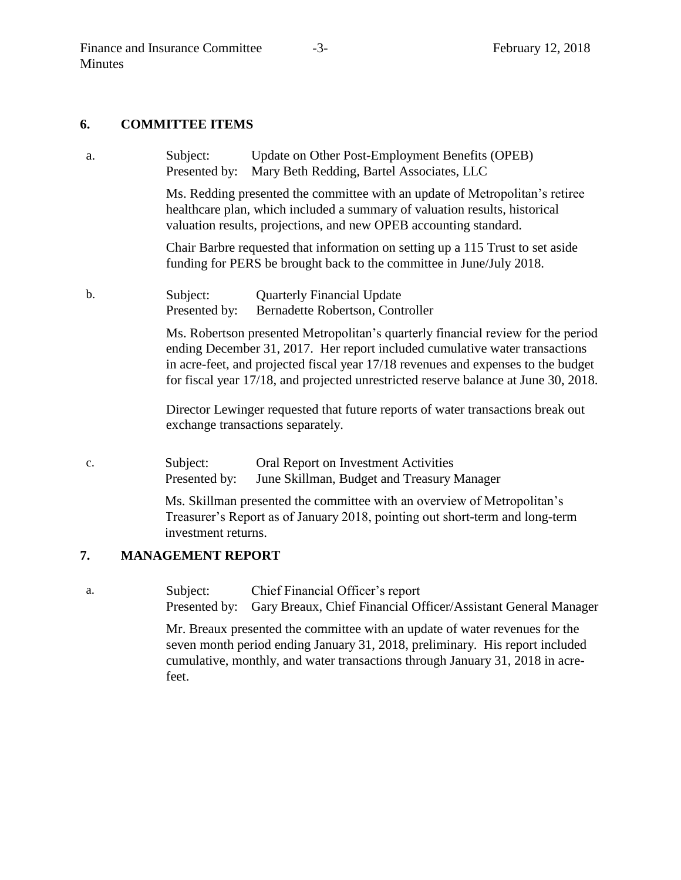## 6. COMMITTEE ITEMS

a. Subject: Update on Other Post-Employment Benefits (OPEB)
Presented by: Mary Beth Redding, Bartel Associates, LLC

Ms. Redding presented the committee with an update of Metropolitan's retiree healthcare plan, which included a summary of valuation results, historical valuation results, projections, and new OPEB accounting standard.

Chair Barbre requested that information on setting up a 115 Trust to set aside funding for PERS be brought back to the committee in June/July 2018.

b. Subject: Quarterly Financial Update
Presented by: Bernadette Robertson, Controller

Ms. Robertson presented Metropolitan's quarterly financial review for the period ending December 31, 2017. Her report included cumulative water transactions in acre-feet, and projected fiscal year 17/18 revenues and expenses to the budget for fiscal year 17/18, and projected unrestricted reserve balance at June 30, 2018.

Director Lewinger requested that future reports of water transactions break out exchange transactions separately.

c. Subject: Oral Report on Investment Activities
Presented by: June Skillman, Budget and Treasury Manager

Ms. Skillman presented the committee with an overview of Metropolitan's Treasurer's Report as of January 2018, pointing out short-term and long-term investment returns.

## 7. MANAGEMENT REPORT

a. Subject: Chief Financial Officer's report
Presented by: Gary Breaux, Chief Financial Officer/Assistant General Manager

Mr. Breaux presented the committee with an update of water revenues for the seven month period ending January 31, 2018, preliminary. His report included cumulative, monthly, and water transactions through January 31, 2018 in acre-feet.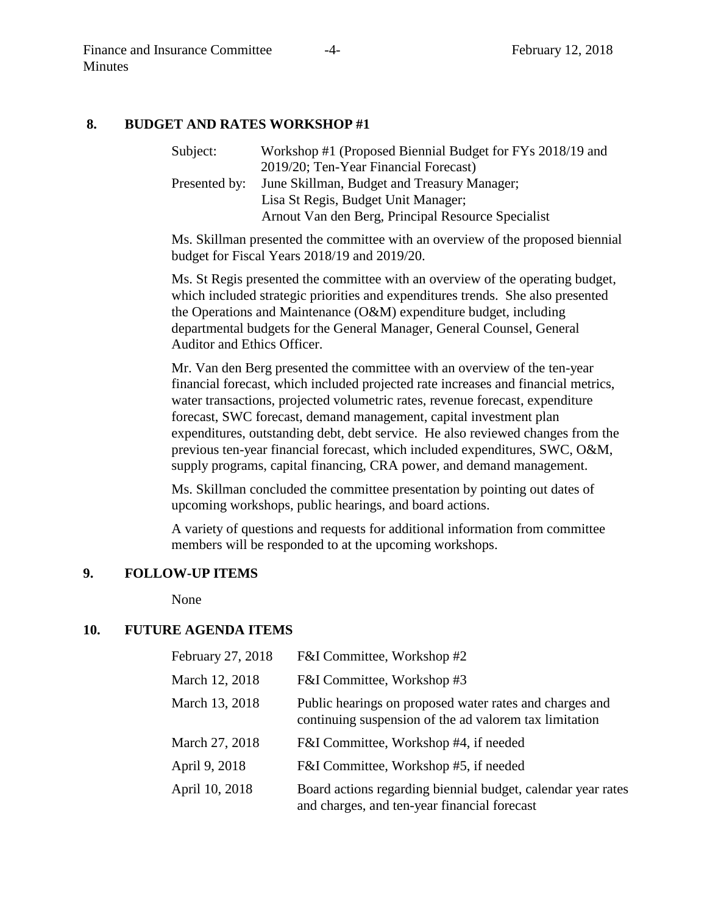## 8. BUDGET AND RATES WORKSHOP #1

| | |
|---|---|
| Subject: | Workshop #1 (Proposed Biennial Budget for FYs 2018/19 and 2019/20; Ten-Year Financial Forecast) |
| Presented by: | June Skillman, Budget and Treasury Manager; Lisa St Regis, Budget Unit Manager; Arnout Van den Berg, Principal Resource Specialist |

Ms. Skillman presented the committee with an overview of the proposed biennial budget for Fiscal Years 2018/19 and 2019/20.

Ms. St Regis presented the committee with an overview of the operating budget, which included strategic priorities and expenditures trends. She also presented the Operations and Maintenance (O&M) expenditure budget, including departmental budgets for the General Manager, General Counsel, General Auditor and Ethics Officer.

Mr. Van den Berg presented the committee with an overview of the ten-year financial forecast, which included projected rate increases and financial metrics, water transactions, projected volumetric rates, revenue forecast, expenditure forecast, SWC forecast, demand management, capital investment plan expenditures, outstanding debt, debt service. He also reviewed changes from the previous ten-year financial forecast, which included expenditures, SWC, O&M, supply programs, capital financing, CRA power, and demand management.

Ms. Skillman concluded the committee presentation by pointing out dates of upcoming workshops, public hearings, and board actions.

A variety of questions and requests for additional information from committee members will be responded to at the upcoming workshops.

## 9. FOLLOW-UP ITEMS

None

## 10. FUTURE AGENDA ITEMS

| | |
|---|---|
| February 27, 2018 | F&I Committee, Workshop #2 |
| March 12, 2018 | F&I Committee, Workshop #3 |
| March 13, 2018 | Public hearings on proposed water rates and charges and continuing suspension of the ad valorem tax limitation |
| March 27, 2018 | F&I Committee, Workshop #4, if needed |
| April 9, 2018 | F&I Committee, Workshop #5, if needed |
| April 10, 2018 | Board actions regarding biennial budget, calendar year rates and charges, and ten-year financial forecast |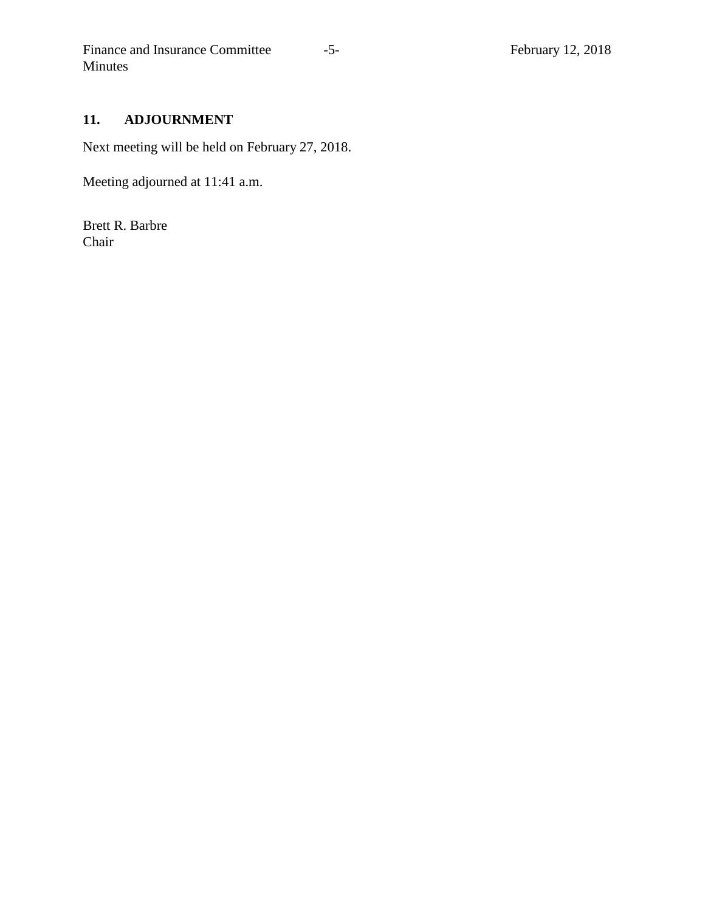## 11. ADJOURNMENT

Next meeting will be held on February 27, 2018.

Meeting adjourned at 11:41 a.m.

Brett R. Barbre
Chair